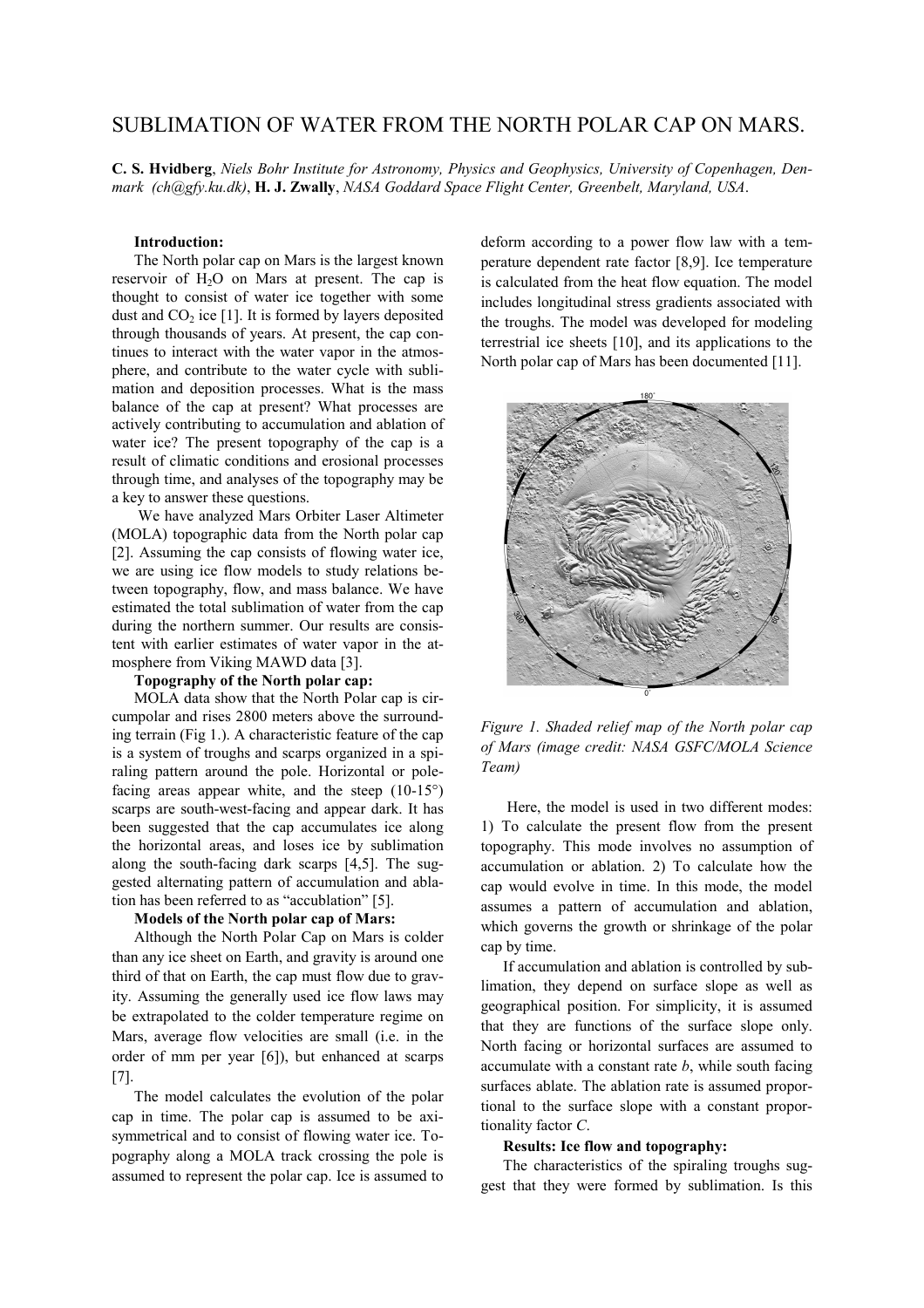# SUBLIMATION OF WATER FROM THE NORTH POLAR CAP ON MARS.

**C. S. Hvidberg**, *Niels Bohr Institute for Astronomy, Physics and Geophysics, University of Copenhagen, Denmark (ch@gfy.ku.dk)*, **H. J. Zwally**, *NASA Goddard Space Flight Center, Greenbelt, Maryland, USA*.

**Introduction:**

The North polar cap on Mars is the largest known reservoir of $H_2O$ on Mars at present. The cap is thought to consist of water ice together with some dust and $CO_2$ ice [1]. It is formed by layers deposited through thousands of years. At present, the cap continues to interact with the water vapor in the atmosphere, and contribute to the water cycle with sublimation and deposition processes. What is the mass balance of the cap at present? What processes are actively contributing to accumulation and ablation of water ice? The present topography of the cap is a result of climatic conditions and erosional processes through time, and analyses of the topography may be a key to answer these questions.

We have analyzed Mars Orbiter Laser Altimeter (MOLA) topographic data from the North polar cap [2]. Assuming the cap consists of flowing water ice, we are using ice flow models to study relations between topography, flow, and mass balance. We have estimated the total sublimation of water from the cap during the northern summer. Our results are consistent with earlier estimates of water vapor in the atmosphere from Viking MAWD data [3].

**Topography of the North polar cap:**

MOLA data show that the North Polar cap is circumpolar and rises 2800 meters above the surrounding terrain (Fig 1.). A characteristic feature of the cap is a system of troughs and scarps organized in a spiraling pattern around the pole. Horizontal or pole-facing areas appear white, and the steep (10-15°) scarps are south-west-facing and appear dark. It has been suggested that the cap accumulates ice along the horizontal areas, and loses ice by sublimation along the south-facing dark scarps [4,5]. The suggested alternating pattern of accumulation and ablation has been referred to as "accublation" [5].

**Models of the North polar cap of Mars:**

Although the North Polar Cap on Mars is colder than any ice sheet on Earth, and gravity is around one third of that on Earth, the cap must flow due to gravity. Assuming the generally used ice flow laws may be extrapolated to the colder temperature regime on Mars, average flow velocities are small (i.e. in the order of mm per year [6]), but enhanced at scarps [7].

The model calculates the evolution of the polar cap in time. The polar cap is assumed to be axisymmetrical and to consist of flowing water ice. Topography along a MOLA track crossing the pole is assumed to represent the polar cap. Ice is assumed to deform according to a power flow law with a temperature dependent rate factor [8,9]. Ice temperature is calculated from the heat flow equation. The model includes longitudinal stress gradients associated with the troughs. The model was developed for modeling terrestrial ice sheets [10], and its applications to the North polar cap of Mars has been documented [11].

*Figure 1. Shaded relief map of the North polar cap of Mars (image credit: NASA GSFC/MOLA Science Team)*

Here, the model is used in two different modes: 1) To calculate the present flow from the present topography. This mode involves no assumption of accumulation or ablation. 2) To calculate how the cap would evolve in time. In this mode, the model assumes a pattern of accumulation and ablation, which governs the growth or shrinkage of the polar cap by time.

If accumulation and ablation is controlled by sublimation, they depend on surface slope as well as geographical position. For simplicity, it is assumed that they are functions of the surface slope only. North facing or horizontal surfaces are assumed to accumulate with a constant rate $b$, while south facing surfaces ablate. The ablation rate is assumed proportional to the surface slope with a constant proportionality factor $C$.

**Results: Ice flow and topography:**

The characteristics of the spiraling troughs suggest that they were formed by sublimation. Is this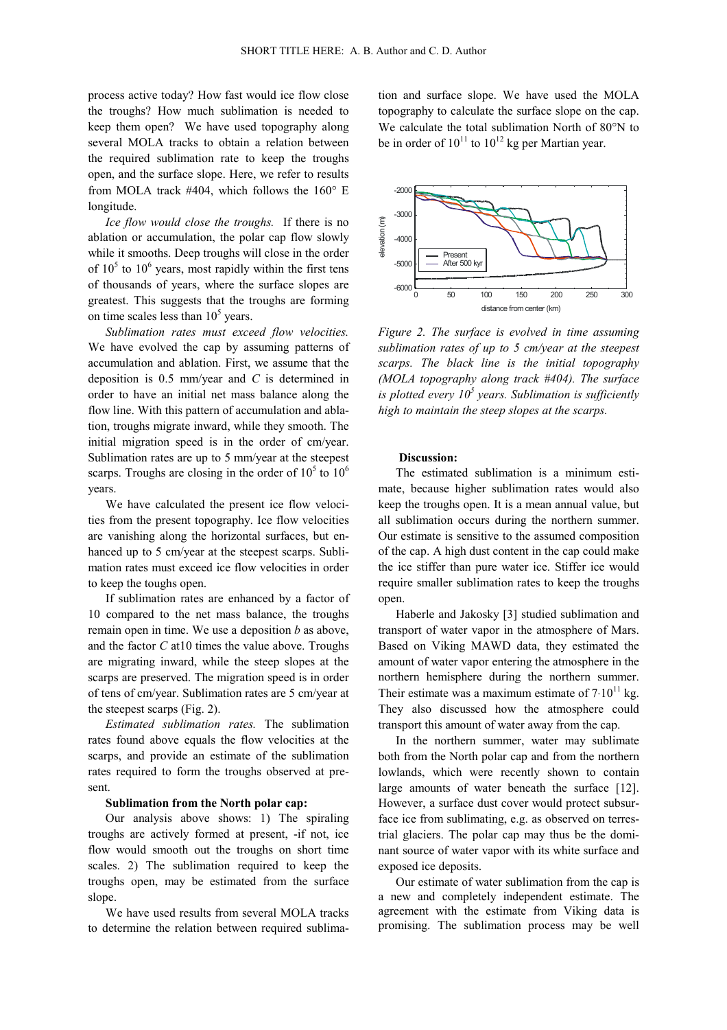process active today? How fast would ice flow close the troughs? How much sublimation is needed to keep them open? We have used topography along several MOLA tracks to obtain a relation between the required sublimation rate to keep the troughs open, and the surface slope. Here, we refer to results from MOLA track #404, which follows the 160° E longitude.

*Ice flow would close the troughs.* If there is no ablation or accumulation, the polar cap flow slowly while it smooths. Deep troughs will close in the order of $10^5$ to $10^6$ years, most rapidly within the first tens of thousands of years, where the surface slopes are greatest. This suggests that the troughs are forming on time scales less than $10^5$ years.

*Sublimation rates must exceed flow velocities.* We have evolved the cap by assuming patterns of accumulation and ablation. First, we assume that the deposition is 0.5 mm/year and $C$ is determined in order to have an initial net mass balance along the flow line. With this pattern of accumulation and ablation, troughs migrate inward, while they smooth. The initial migration speed is in the order of cm/year. Sublimation rates are up to 5 mm/year at the steepest scarps. Troughs are closing in the order of $10^5$ to $10^6$ years.

We have calculated the present ice flow velocities from the present topography. Ice flow velocities are vanishing along the horizontal surfaces, but enhanced up to 5 cm/year at the steepest scarps. Sublimation rates must exceed ice flow velocities in order to keep the toughs open.

If sublimation rates are enhanced by a factor of 10 compared to the net mass balance, the troughs remain open in time. We use a deposition $b$ as above, and the factor $C$ at10 times the value above. Troughs are migrating inward, while the steep slopes at the scarps are preserved. The migration speed is in order of tens of cm/year. Sublimation rates are 5 cm/year at the steepest scarps (Fig. 2).

*Estimated sublimation rates.* The sublimation rates found above equals the flow velocities at the scarps, and provide an estimate of the sublimation rates required to form the troughs observed at present.

**Sublimation from the North polar cap:**

Our analysis above shows: 1) The spiraling troughs are actively formed at present, -if not, ice flow would smooth out the troughs on short time scales. 2) The sublimation required to keep the troughs open, may be estimated from the surface slope.

We have used results from several MOLA tracks to determine the relation between required sublimation and surface slope. We have used the MOLA topography to calculate the surface slope on the cap. We calculate the total sublimation North of 80°N to be in order of $10^{11}$ to $10^{12}$ kg per Martian year.

*Figure 2. The surface is evolved in time assuming sublimation rates of up to 5 cm/year at the steepest scarps. The black line is the initial topography (MOLA topography along track #404). The surface is plotted every $10^5$ years. Sublimation is sufficiently high to maintain the steep slopes at the scarps.*

**Discussion:**

The estimated sublimation is a minimum estimate, because higher sublimation rates would also keep the troughs open. It is a mean annual value, but all sublimation occurs during the northern summer. Our estimate is sensitive to the assumed composition of the cap. A high dust content in the cap could make the ice stiffer than pure water ice. Stiffer ice would require smaller sublimation rates to keep the troughs open.

Haberle and Jakosky [3] studied sublimation and transport of water vapor in the atmosphere of Mars. Based on Viking MAWD data, they estimated the amount of water vapor entering the atmosphere in the northern hemisphere during the northern summer. Their estimate was a maximum estimate of $7 \cdot 10^{11}$ kg. They also discussed how the atmosphere could transport this amount of water away from the cap.

In the northern summer, water may sublimate both from the North polar cap and from the northern lowlands, which were recently shown to contain large amounts of water beneath the surface [12]. However, a surface dust cover would protect subsurface ice from sublimating, e.g. as observed on terrestrial glaciers. The polar cap may thus be the dominant source of water vapor with its white surface and exposed ice deposits.

Our estimate of water sublimation from the cap is a new and completely independent estimate. The agreement with the estimate from Viking data is promising. The sublimation process may be well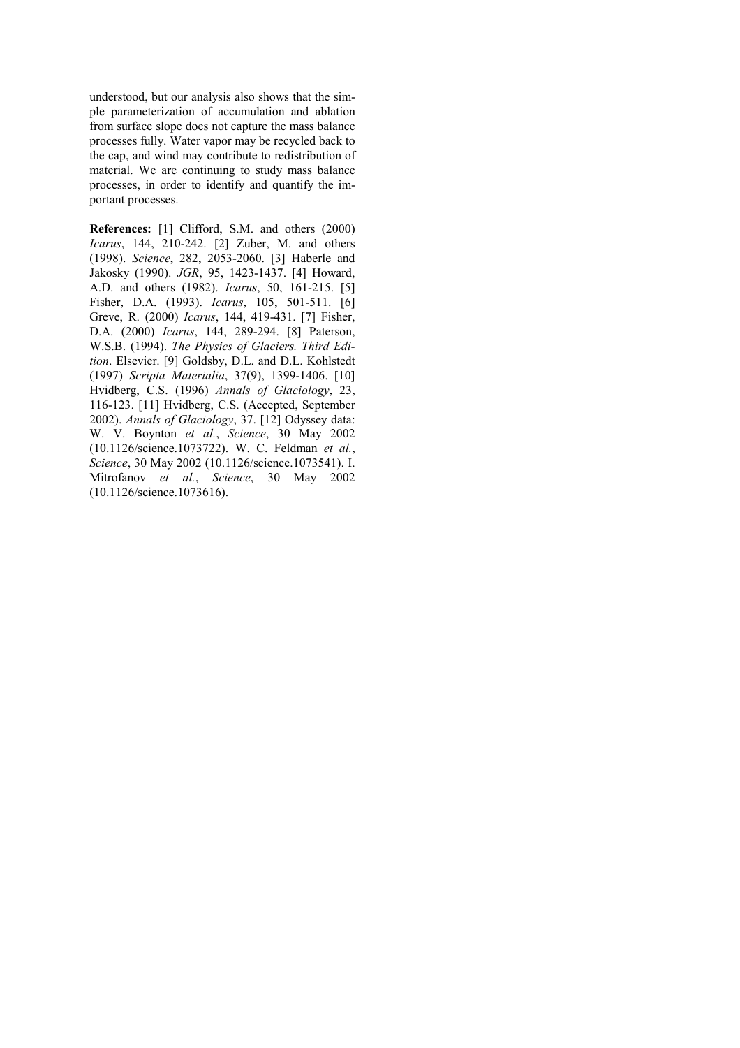understood, but our analysis also shows that the simple parameterization of accumulation and ablation from surface slope does not capture the mass balance processes fully. Water vapor may be recycled back to the cap, and wind may contribute to redistribution of material. We are continuing to study mass balance processes, in order to identify and quantify the important processes.

**References:** [1] Clifford, S.M. and others (2000) *Icarus*, 144, 210-242. [2] Zuber, M. and others (1998). *Science*, 282, 2053-2060. [3] Haberle and Jakosky (1990). *JGR*, 95, 1423-1437. [4] Howard, A.D. and others (1982). *Icarus*, 50, 161-215. [5] Fisher, D.A. (1993). *Icarus*, 105, 501-511. [6] Greve, R. (2000) *Icarus*, 144, 419-431. [7] Fisher, D.A. (2000) *Icarus*, 144, 289-294. [8] Paterson, W.S.B. (1994). *The Physics of Glaciers. Third Edition*. Elsevier. [9] Goldsby, D.L. and D.L. Kohlstedt (1997) *Scripta Materialia*, 37(9), 1399-1406. [10] Hvidberg, C.S. (1996) *Annals of Glaciology*, 23, 116-123. [11] Hvidberg, C.S. (Accepted, September 2002). *Annals of Glaciology*, 37. [12] Odyssey data: W. V. Boynton *et al.*, *Science*, 30 May 2002 (10.1126/science.1073722). W. C. Feldman *et al.*, *Science*, 30 May 2002 (10.1126/science.1073541). I. Mitrofanov *et al.*, *Science*, 30 May 2002 (10.1126/science.1073616).